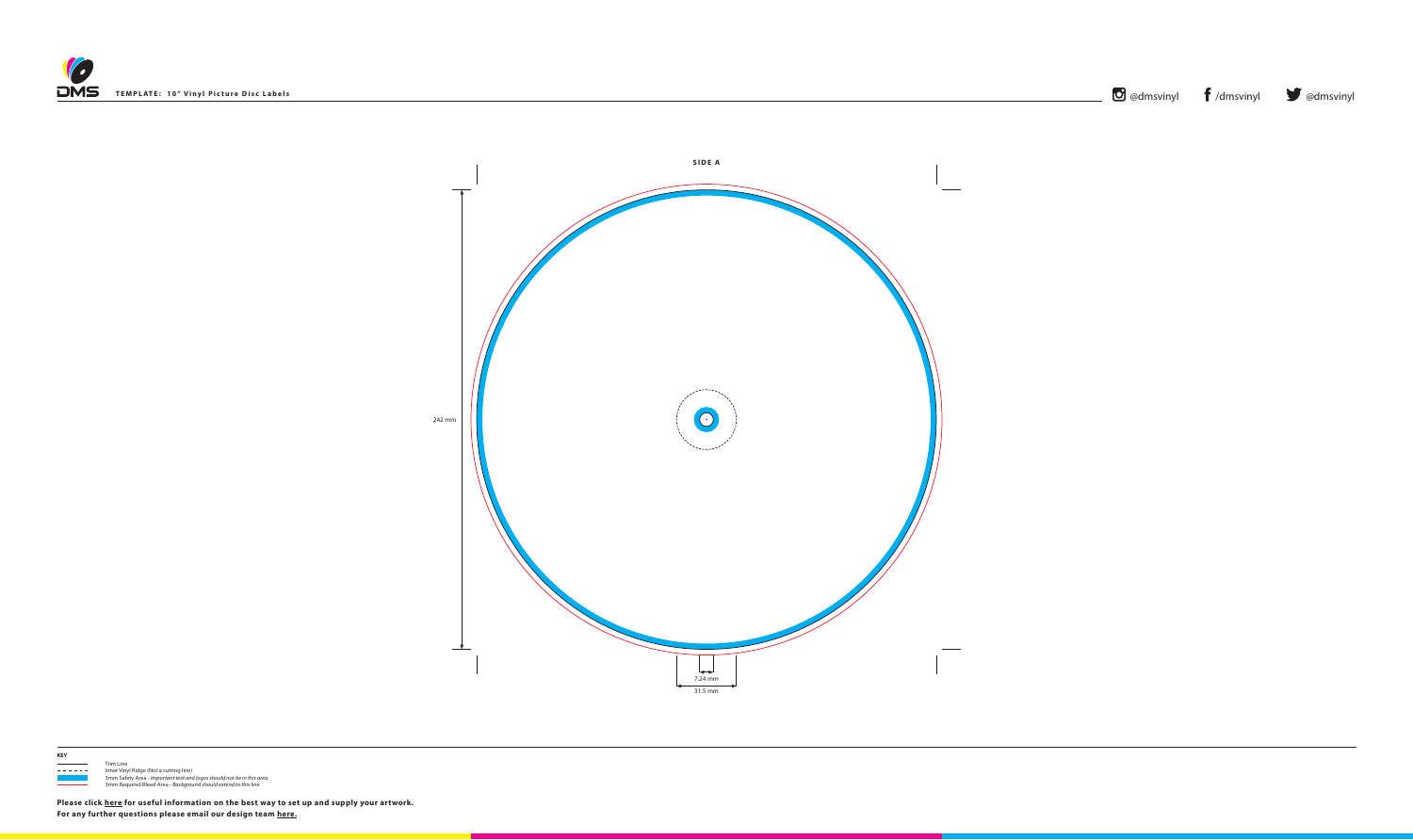DMS

**TEMPLATE: 10" Vinyl Picture Disc Labels**

@dmsvinyl /dmsvinyl @dmsvinyl

**SIDE A**

242 mm

7.24 mm

31.5 mm

**KEY**

Trim Line
Inner Vinyl Ridge (Not a cutting line)
3mm Safety Area - *Important text and logos should not be in this area.*
3mm Required Bleed Area - *Background should extend to this line.*

**Please click here for useful information on the best way to set up and supply your artwork.**
**For any further questions please email our design team here.**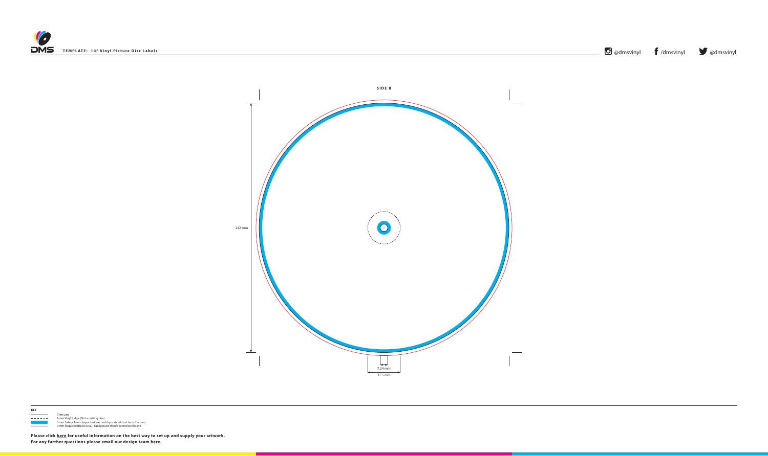**TEMPLATE: 10" Vinyl Picture Disc Labels**

@dmsvinyl /dmsvinyl @dmsvinyl

**SIDE B**

242 mm

7.24 mm

31.5 mm

**KEY**

Trim Line

Inner Vinyl Ridge (Not a cutting line)

3mm Safety Area - *Important text and logos should not be in this area.*

3mm Required Bleed Area - *Background should extend to this line.*

**Please click here for useful information on the best way to set up and supply your artwork.**
**For any further questions please email our design team here.**